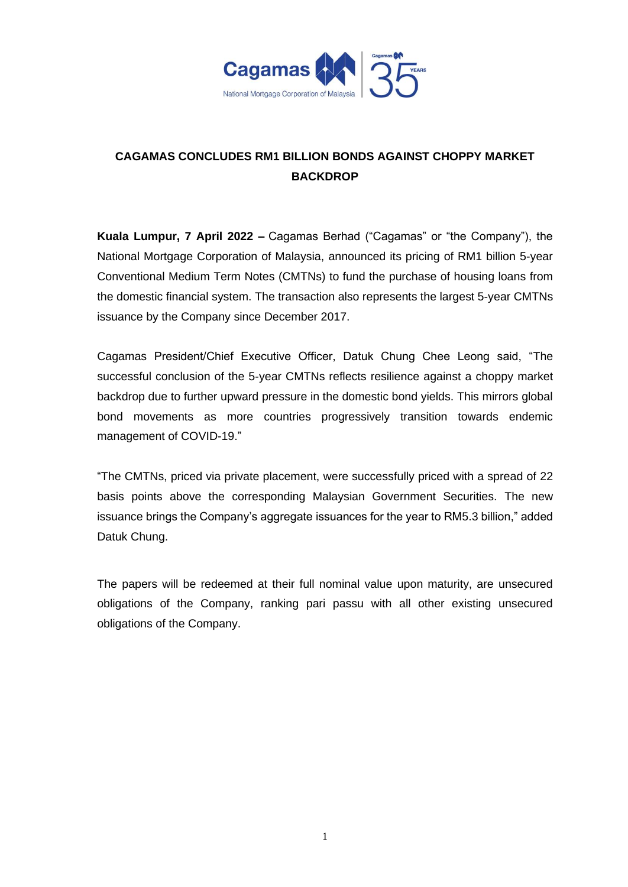# CAGAMAS CONCLUDES RM1 BILLION BONDS AGAINST CHOPPY MARKET BACKDROP

**Kuala Lumpur, 7 April 2022 –** Cagamas Berhad ("Cagamas" or "the Company"), the National Mortgage Corporation of Malaysia, announced its pricing of RM1 billion 5-year Conventional Medium Term Notes (CMTNs) to fund the purchase of housing loans from the domestic financial system. The transaction also represents the largest 5-year CMTNs issuance by the Company since December 2017.

Cagamas President/Chief Executive Officer, Datuk Chung Chee Leong said, "The successful conclusion of the 5-year CMTNs reflects resilience against a choppy market backdrop due to further upward pressure in the domestic bond yields. This mirrors global bond movements as more countries progressively transition towards endemic management of COVID-19."

"The CMTNs, priced via private placement, were successfully priced with a spread of 22 basis points above the corresponding Malaysian Government Securities. The new issuance brings the Company's aggregate issuances for the year to RM5.3 billion," added Datuk Chung.

The papers will be redeemed at their full nominal value upon maturity, are unsecured obligations of the Company, ranking pari passu with all other existing unsecured obligations of the Company.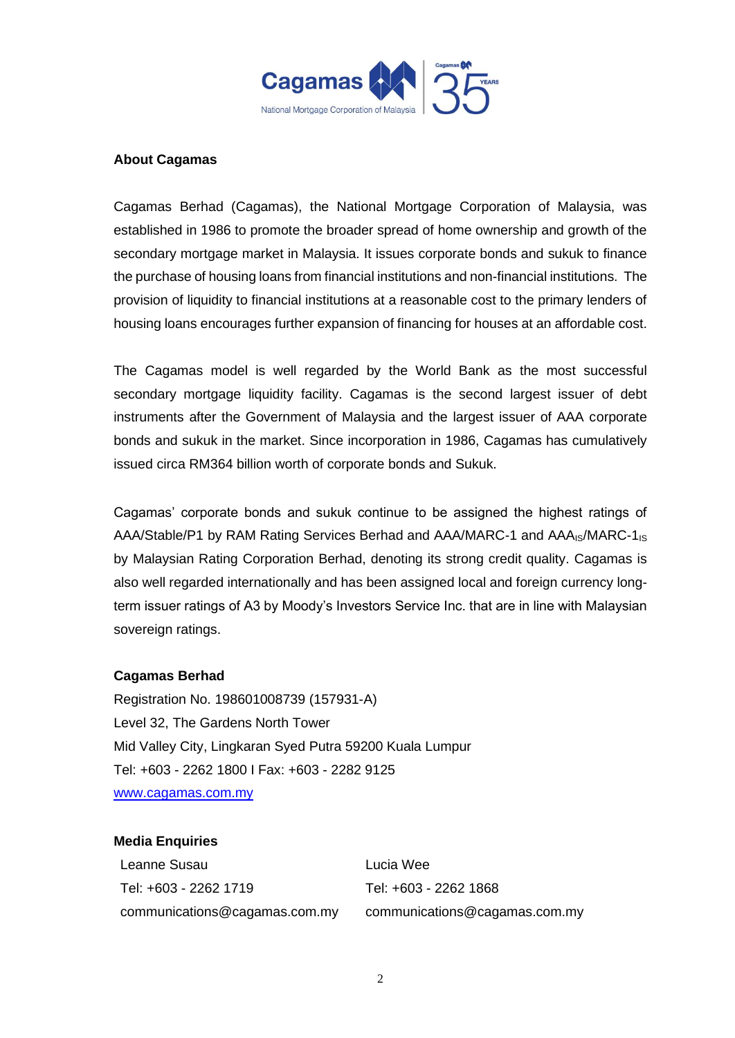**About Cagamas**

Cagamas Berhad (Cagamas), the National Mortgage Corporation of Malaysia, was established in 1986 to promote the broader spread of home ownership and growth of the secondary mortgage market in Malaysia. It issues corporate bonds and sukuk to finance the purchase of housing loans from financial institutions and non-financial institutions. The provision of liquidity to financial institutions at a reasonable cost to the primary lenders of housing loans encourages further expansion of financing for houses at an affordable cost.

The Cagamas model is well regarded by the World Bank as the most successful secondary mortgage liquidity facility. Cagamas is the second largest issuer of debt instruments after the Government of Malaysia and the largest issuer of AAA corporate bonds and sukuk in the market. Since incorporation in 1986, Cagamas has cumulatively issued circa RM364 billion worth of corporate bonds and Sukuk.

Cagamas' corporate bonds and sukuk continue to be assigned the highest ratings of AAA/Stable/P1 by RAM Rating Services Berhad and AAA/MARC-1 and $AAA_{IS}$/MARC-$1_{IS}$ by Malaysian Rating Corporation Berhad, denoting its strong credit quality. Cagamas is also well regarded internationally and has been assigned local and foreign currency long-term issuer ratings of A3 by Moody's Investors Service Inc. that are in line with Malaysian sovereign ratings.

**Cagamas Berhad**
Registration No. 198601008739 (157931-A)
Level 32, The Gardens North Tower
Mid Valley City, Lingkaran Syed Putra 59200 Kuala Lumpur
Tel: +603 - 2262 1800 I Fax: +603 - 2282 9125
www.cagamas.com.my

**Media Enquiries**

Leanne Susau
Tel: +603 - 2262 1719
communications@cagamas.com.my

Lucia Wee
Tel: +603 - 2262 1868
communications@cagamas.com.my